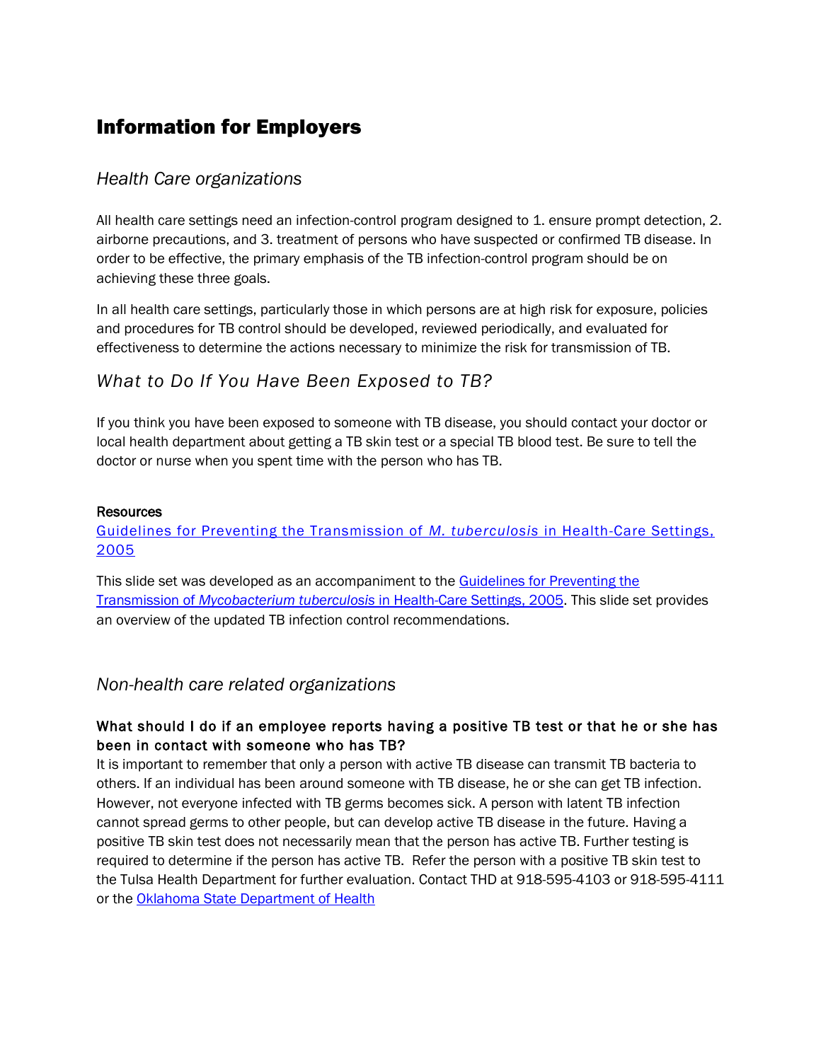# Information for Employers

## *Health Care organizations*

All health care settings need an infection-control program designed to 1. ensure prompt detection, 2. airborne precautions, and 3. treatment of persons who have suspected or confirmed TB disease. In order to be effective, the primary emphasis of the TB infection-control program should be on achieving these three goals.

In all health care settings, particularly those in which persons are at high risk for exposure, policies and procedures for TB control should be developed, reviewed periodically, and evaluated for effectiveness to determine the actions necessary to minimize the risk for transmission of TB.

## *What to Do If You Have Been Exposed to TB?*

If you think you have been exposed to someone with TB disease, you should contact your doctor or local health department about getting a TB skin test or a special TB blood test. Be sure to tell the doctor or nurse when you spent time with the person who has TB.

**Resources**

Guidelines for Preventing the Transmission of *M. tuberculosis* in Health-Care Settings, 2005

This slide set was developed as an accompaniment to the Guidelines for Preventing the Transmission of *Mycobacterium tuberculosis* in Health-Care Settings, 2005. This slide set provides an overview of the updated TB infection control recommendations.

## *Non-health care related organizations*

**What should I do if an employee reports having a positive TB test or that he or she has been in contact with someone who has TB?**

It is important to remember that only a person with active TB disease can transmit TB bacteria to others. If an individual has been around someone with TB disease, he or she can get TB infection. However, not everyone infected with TB germs becomes sick. A person with latent TB infection cannot spread germs to other people, but can develop active TB disease in the future. Having a positive TB skin test does not necessarily mean that the person has active TB. Further testing is required to determine if the person has active TB. Refer the person with a positive TB skin test to the Tulsa Health Department for further evaluation. Contact THD at 918-595-4103 or 918-595-4111 or the Oklahoma State Department of Health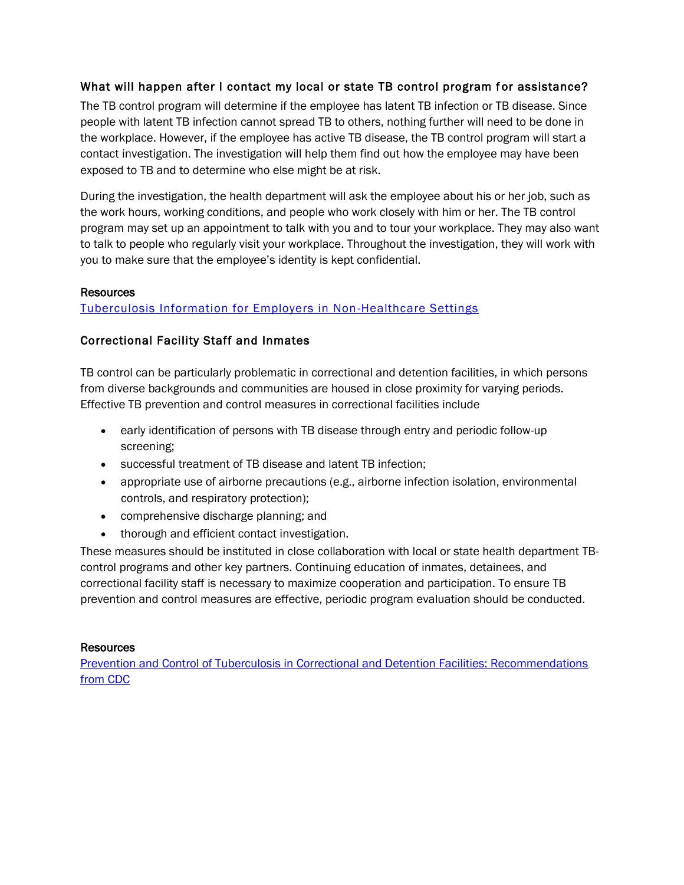### What will happen after I contact my local or state TB control program for assistance?

The TB control program will determine if the employee has latent TB infection or TB disease. Since people with latent TB infection cannot spread TB to others, nothing further will need to be done in the workplace. However, if the employee has active TB disease, the TB control program will start a contact investigation. The investigation will help them find out how the employee may have been exposed to TB and to determine who else might be at risk.

During the investigation, the health department will ask the employee about his or her job, such as the work hours, working conditions, and people who work closely with him or her. The TB control program may set up an appointment to talk with you and to tour your workplace. They may also want to talk to people who regularly visit your workplace. Throughout the investigation, they will work with you to make sure that the employee's identity is kept confidential.

**Resources**

Tuberculosis Information for Employers in Non-Healthcare Settings

### Correctional Facility Staff and Inmates

TB control can be particularly problematic in correctional and detention facilities, in which persons from diverse backgrounds and communities are housed in close proximity for varying periods. Effective TB prevention and control measures in correctional facilities include

- early identification of persons with TB disease through entry and periodic follow-up screening;
- successful treatment of TB disease and latent TB infection;
- appropriate use of airborne precautions (e.g., airborne infection isolation, environmental controls, and respiratory protection);
- comprehensive discharge planning; and
- thorough and efficient contact investigation.

These measures should be instituted in close collaboration with local or state health department TB-control programs and other key partners. Continuing education of inmates, detainees, and correctional facility staff is necessary to maximize cooperation and participation. To ensure TB prevention and control measures are effective, periodic program evaluation should be conducted.

**Resources**

Prevention and Control of Tuberculosis in Correctional and Detention Facilities: Recommendations from CDC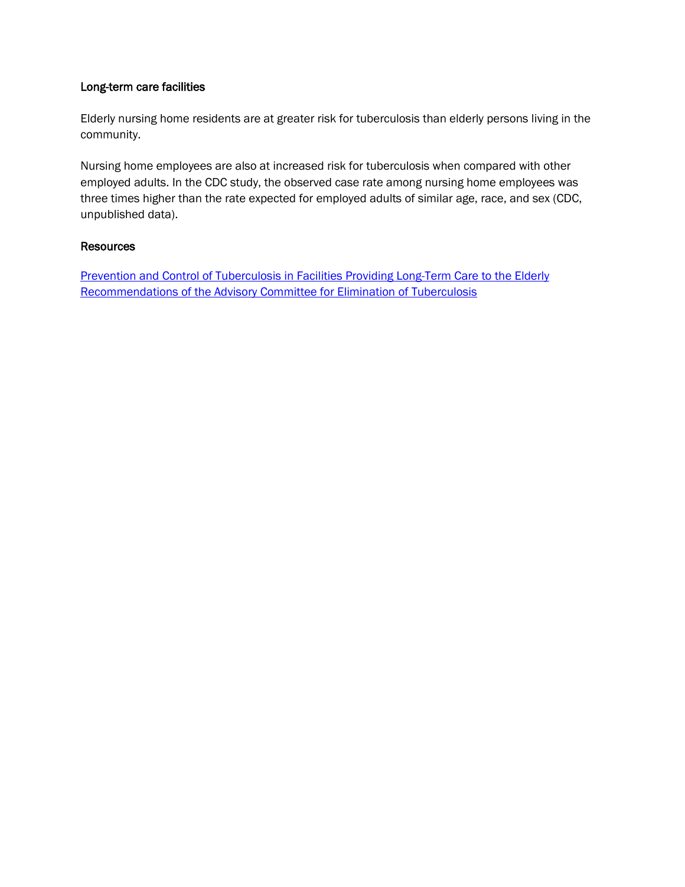### Long-term care facilities

Elderly nursing home residents are at greater risk for tuberculosis than elderly persons living in the community.

Nursing home employees are also at increased risk for tuberculosis when compared with other employed adults. In the CDC study, the observed case rate among nursing home employees was three times higher than the rate expected for employed adults of similar age, race, and sex (CDC, unpublished data).

### Resources

Prevention and Control of Tuberculosis in Facilities Providing Long-Term Care to the Elderly Recommendations of the Advisory Committee for Elimination of Tuberculosis